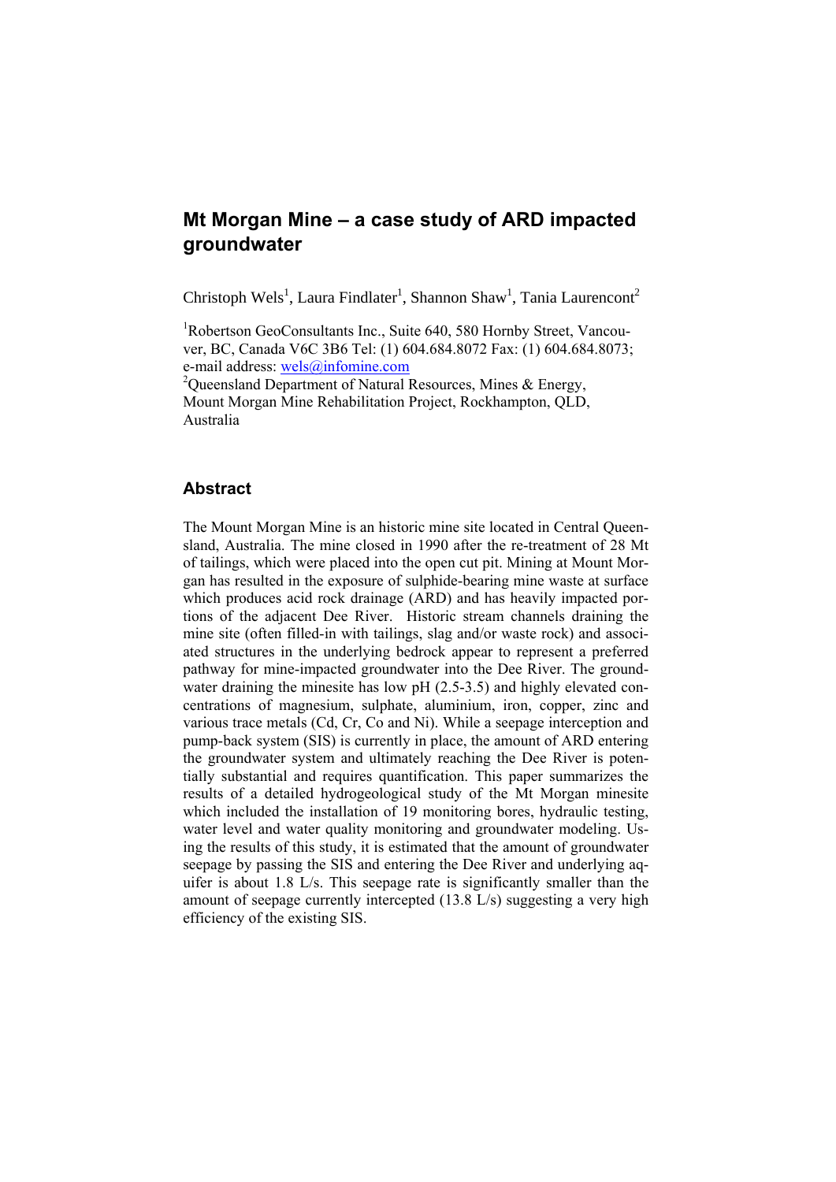# Mt Morgan Mine – a case study of ARD impacted groundwater

Christoph Wels[1], Laura Findlater[1], Shannon Shaw[1], Tania Laurencont[2]

[1]Robertson GeoConsultants Inc., Suite 640, 580 Hornby Street, Vancouver, BC, Canada V6C 3B6 Tel: (1) 604.684.8072 Fax: (1) 604.684.8073; e-mail address: wels@infomine.com

[2]Queensland Department of Natural Resources, Mines & Energy, Mount Morgan Mine Rehabilitation Project, Rockhampton, QLD, Australia

## Abstract

The Mount Morgan Mine is an historic mine site located in Central Queensland, Australia. The mine closed in 1990 after the re-treatment of 28 Mt of tailings, which were placed into the open cut pit. Mining at Mount Morgan has resulted in the exposure of sulphide-bearing mine waste at surface which produces acid rock drainage (ARD) and has heavily impacted portions of the adjacent Dee River. Historic stream channels draining the mine site (often filled-in with tailings, slag and/or waste rock) and associated structures in the underlying bedrock appear to represent a preferred pathway for mine-impacted groundwater into the Dee River. The groundwater draining the minesite has low pH (2.5-3.5) and highly elevated concentrations of magnesium, sulphate, aluminium, iron, copper, zinc and various trace metals (Cd, Cr, Co and Ni). While a seepage interception and pump-back system (SIS) is currently in place, the amount of ARD entering the groundwater system and ultimately reaching the Dee River is potentially substantial and requires quantification. This paper summarizes the results of a detailed hydrogeological study of the Mt Morgan minesite which included the installation of 19 monitoring bores, hydraulic testing, water level and water quality monitoring and groundwater modeling. Using the results of this study, it is estimated that the amount of groundwater seepage by passing the SIS and entering the Dee River and underlying aquifer is about 1.8 L/s. This seepage rate is significantly smaller than the amount of seepage currently intercepted (13.8 L/s) suggesting a very high efficiency of the existing SIS.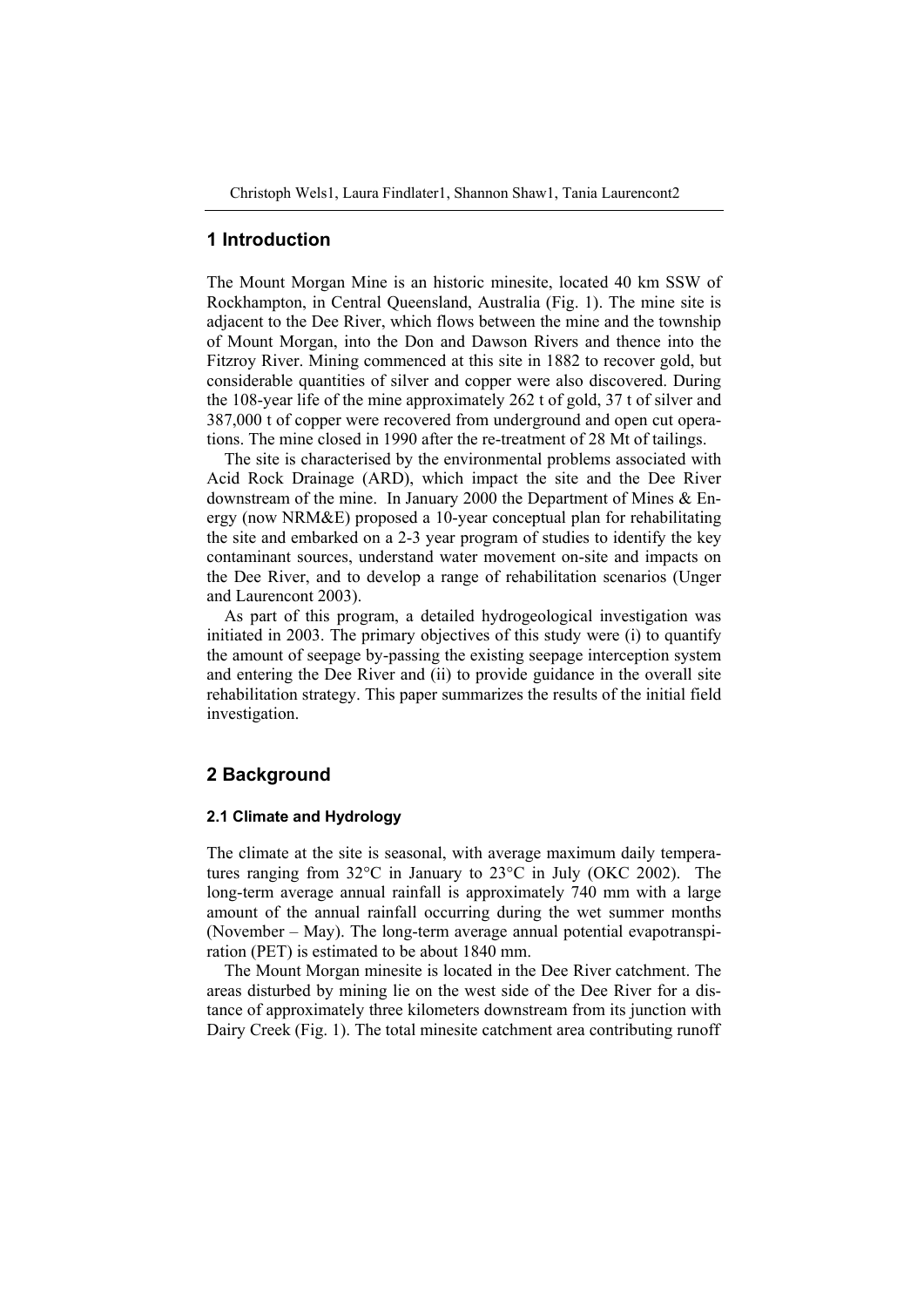## 1 Introduction

The Mount Morgan Mine is an historic minesite, located 40 km SSW of Rockhampton, in Central Queensland, Australia (Fig. 1). The mine site is adjacent to the Dee River, which flows between the mine and the township of Mount Morgan, into the Don and Dawson Rivers and thence into the Fitzroy River. Mining commenced at this site in 1882 to recover gold, but considerable quantities of silver and copper were also discovered. During the 108-year life of the mine approximately 262 t of gold, 37 t of silver and 387,000 t of copper were recovered from underground and open cut operations. The mine closed in 1990 after the re-treatment of 28 Mt of tailings.

The site is characterised by the environmental problems associated with Acid Rock Drainage (ARD), which impact the site and the Dee River downstream of the mine. In January 2000 the Department of Mines & Energy (now NRM&E) proposed a 10-year conceptual plan for rehabilitating the site and embarked on a 2-3 year program of studies to identify the key contaminant sources, understand water movement on-site and impacts on the Dee River, and to develop a range of rehabilitation scenarios (Unger and Laurencont 2003).

As part of this program, a detailed hydrogeological investigation was initiated in 2003. The primary objectives of this study were (i) to quantify the amount of seepage by-passing the existing seepage interception system and entering the Dee River and (ii) to provide guidance in the overall site rehabilitation strategy. This paper summarizes the results of the initial field investigation.

## 2 Background

### 2.1 Climate and Hydrology

The climate at the site is seasonal, with average maximum daily temperatures ranging from 32°C in January to 23°C in July (OKC 2002). The long-term average annual rainfall is approximately 740 mm with a large amount of the annual rainfall occurring during the wet summer months (November – May). The long-term average annual potential evapotranspiration (PET) is estimated to be about 1840 mm.

The Mount Morgan minesite is located in the Dee River catchment. The areas disturbed by mining lie on the west side of the Dee River for a distance of approximately three kilometers downstream from its junction with Dairy Creek (Fig. 1). The total minesite catchment area contributing runoff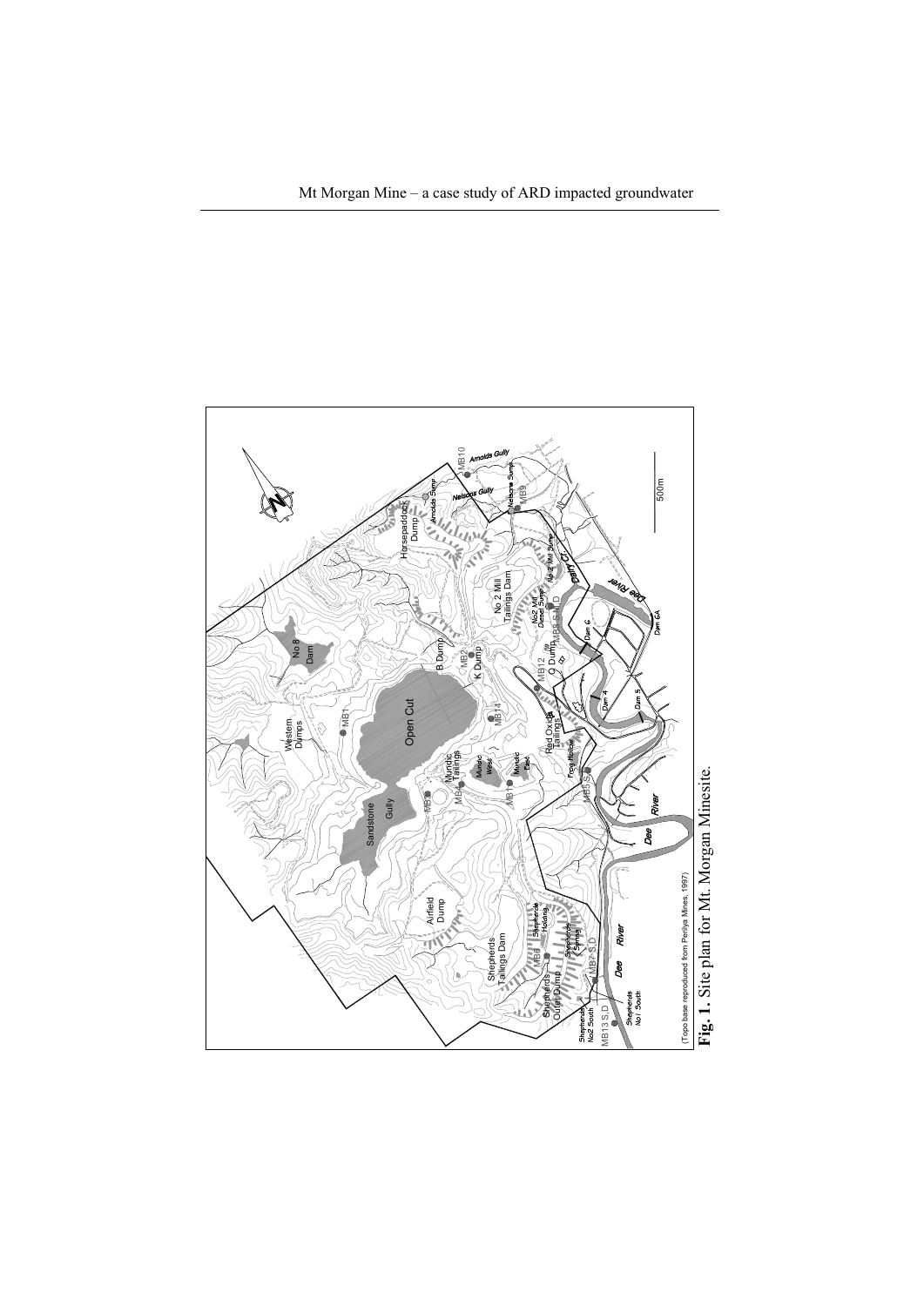**Fig. 1.** Site plan for Mt. Morgan Minesite.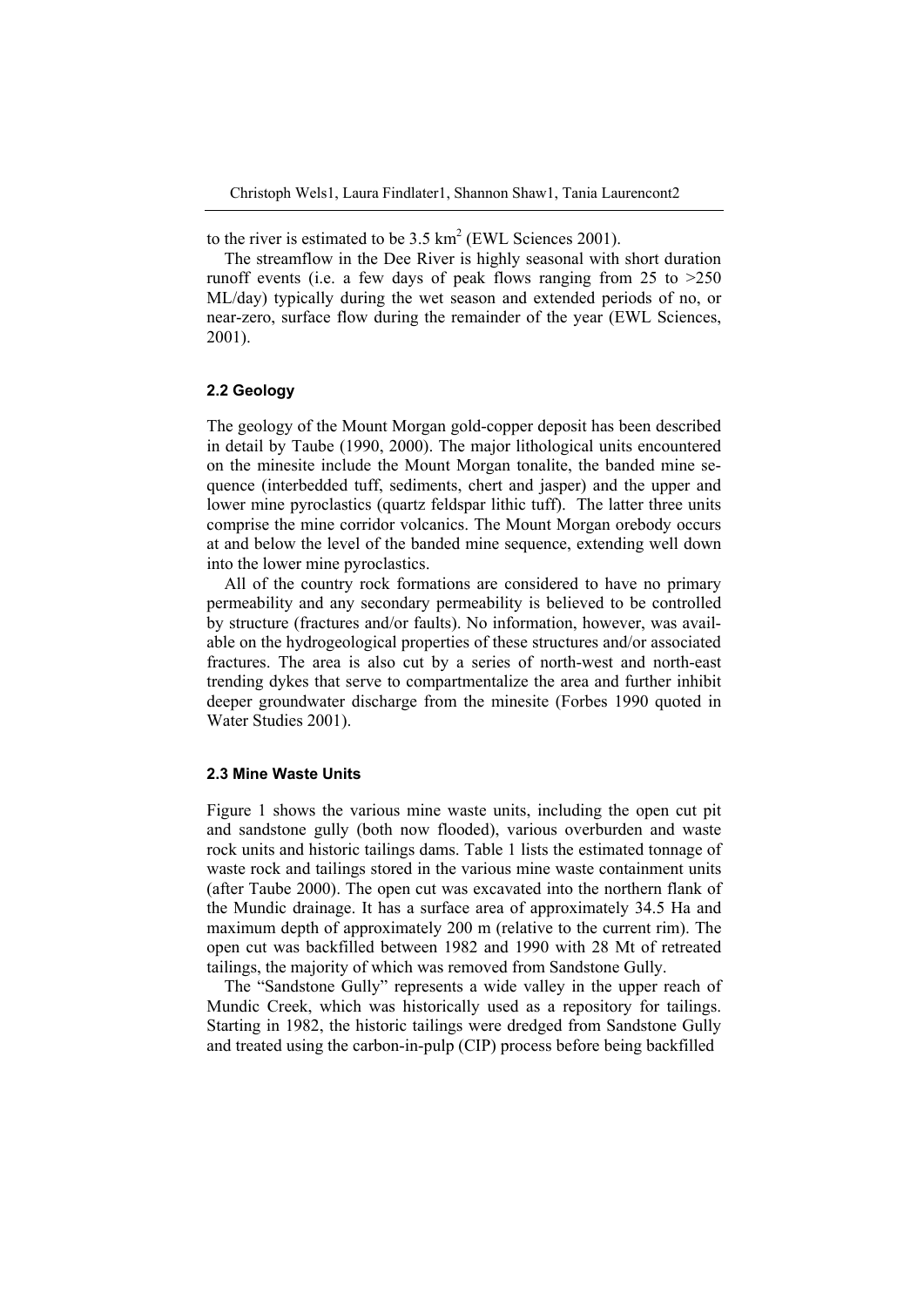to the river is estimated to be 3.5 km$^2$ (EWL Sciences 2001).

The streamflow in the Dee River is highly seasonal with short duration runoff events (i.e. a few days of peak flows ranging from 25 to >250 ML/day) typically during the wet season and extended periods of no, or near-zero, surface flow during the remainder of the year (EWL Sciences, 2001).

### 2.2 Geology

The geology of the Mount Morgan gold-copper deposit has been described in detail by Taube (1990, 2000). The major lithological units encountered on the minesite include the Mount Morgan tonalite, the banded mine sequence (interbedded tuff, sediments, chert and jasper) and the upper and lower mine pyroclastics (quartz feldspar lithic tuff). The latter three units comprise the mine corridor volcanics. The Mount Morgan orebody occurs at and below the level of the banded mine sequence, extending well down into the lower mine pyroclastics.

All of the country rock formations are considered to have no primary permeability and any secondary permeability is believed to be controlled by structure (fractures and/or faults). No information, however, was available on the hydrogeological properties of these structures and/or associated fractures. The area is also cut by a series of north-west and north-east trending dykes that serve to compartmentalize the area and further inhibit deeper groundwater discharge from the minesite (Forbes 1990 quoted in Water Studies 2001).

### 2.3 Mine Waste Units

Figure 1 shows the various mine waste units, including the open cut pit and sandstone gully (both now flooded), various overburden and waste rock units and historic tailings dams. Table 1 lists the estimated tonnage of waste rock and tailings stored in the various mine waste containment units (after Taube 2000). The open cut was excavated into the northern flank of the Mundic drainage. It has a surface area of approximately 34.5 Ha and maximum depth of approximately 200 m (relative to the current rim). The open cut was backfilled between 1982 and 1990 with 28 Mt of retreated tailings, the majority of which was removed from Sandstone Gully.

The "Sandstone Gully" represents a wide valley in the upper reach of Mundic Creek, which was historically used as a repository for tailings. Starting in 1982, the historic tailings were dredged from Sandstone Gully and treated using the carbon-in-pulp (CIP) process before being backfilled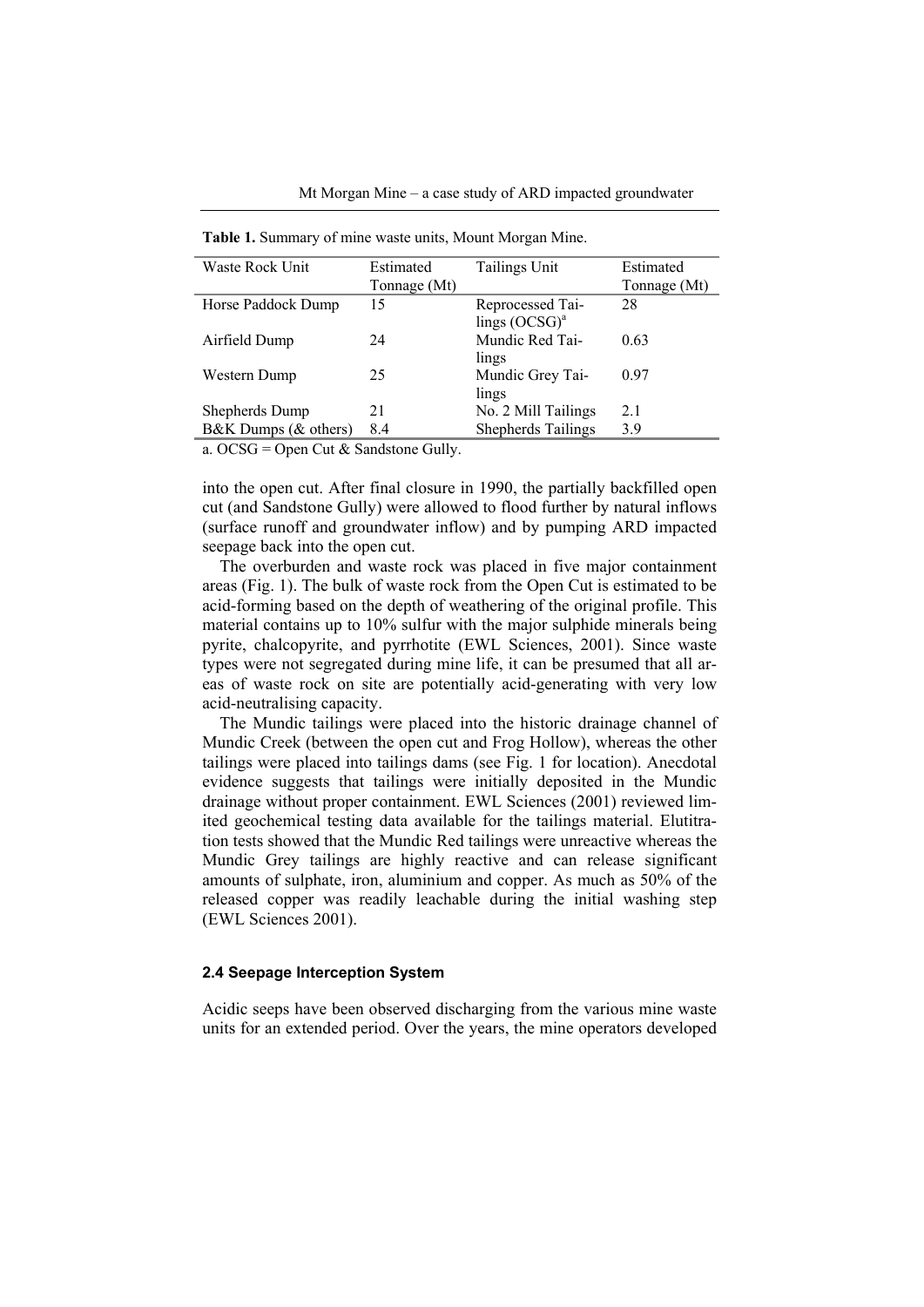**Table 1.** Summary of mine waste units, Mount Morgan Mine.

| Waste Rock Unit | Estimated Tonnage (Mt) | Tailings Unit | Estimated Tonnage (Mt) |
|---|---|---|---|
| Horse Paddock Dump | 15 | Reprocessed Tailings (OCSG)[a] | 28 |
| Airfield Dump | 24 | Mundic Red Tailings | 0.63 |
| Western Dump | 25 | Mundic Grey Tailings | 0.97 |
| Shepherds Dump | 21 | No. 2 Mill Tailings | 2.1 |
| B&K Dumps (& others) | 8.4 | Shepherds Tailings | 3.9 |

a. OCSG = Open Cut & Sandstone Gully.

into the open cut. After final closure in 1990, the partially backfilled open cut (and Sandstone Gully) were allowed to flood further by natural inflows (surface runoff and groundwater inflow) and by pumping ARD impacted seepage back into the open cut.

The overburden and waste rock was placed in five major containment areas (Fig. 1). The bulk of waste rock from the Open Cut is estimated to be acid-forming based on the depth of weathering of the original profile. This material contains up to 10% sulfur with the major sulphide minerals being pyrite, chalcopyrite, and pyrrhotite (EWL Sciences, 2001). Since waste types were not segregated during mine life, it can be presumed that all areas of waste rock on site are potentially acid-generating with very low acid-neutralising capacity.

The Mundic tailings were placed into the historic drainage channel of Mundic Creek (between the open cut and Frog Hollow), whereas the other tailings were placed into tailings dams (see Fig. 1 for location). Anecdotal evidence suggests that tailings were initially deposited in the Mundic drainage without proper containment. EWL Sciences (2001) reviewed limited geochemical testing data available for the tailings material. Elutitration tests showed that the Mundic Red tailings were unreactive whereas the Mundic Grey tailings are highly reactive and can release significant amounts of sulphate, iron, aluminium and copper. As much as 50% of the released copper was readily leachable during the initial washing step (EWL Sciences 2001).

### 2.4 Seepage Interception System

Acidic seeps have been observed discharging from the various mine waste units for an extended period. Over the years, the mine operators developed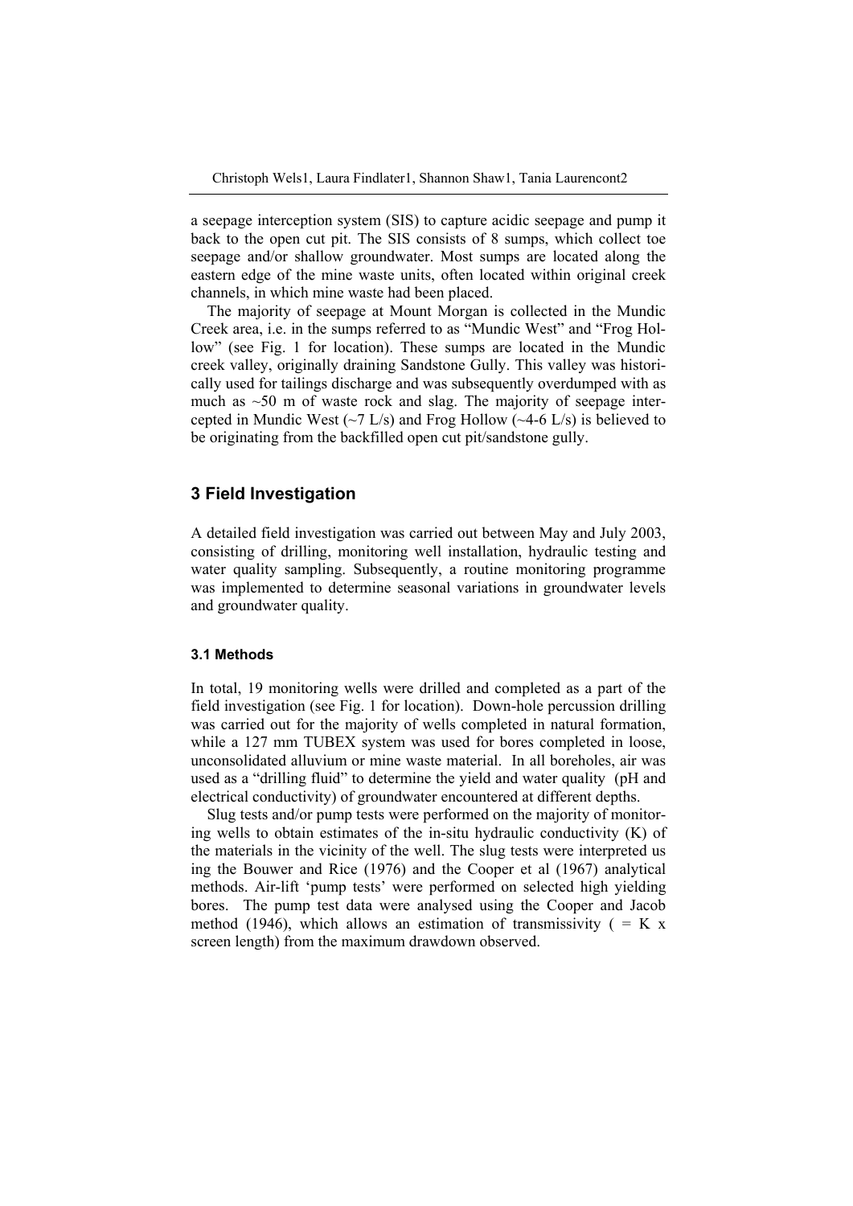a seepage interception system (SIS) to capture acidic seepage and pump it back to the open cut pit. The SIS consists of 8 sumps, which collect toe seepage and/or shallow groundwater. Most sumps are located along the eastern edge of the mine waste units, often located within original creek channels, in which mine waste had been placed.

The majority of seepage at Mount Morgan is collected in the Mundic Creek area, i.e. in the sumps referred to as "Mundic West" and "Frog Hollow" (see Fig. 1 for location). These sumps are located in the Mundic creek valley, originally draining Sandstone Gully. This valley was historically used for tailings discharge and was subsequently overdumped with as much as ~50 m of waste rock and slag. The majority of seepage intercepted in Mundic West (~7 L/s) and Frog Hollow (~4-6 L/s) is believed to be originating from the backfilled open cut pit/sandstone gully.

## 3 Field Investigation

A detailed field investigation was carried out between May and July 2003, consisting of drilling, monitoring well installation, hydraulic testing and water quality sampling. Subsequently, a routine monitoring programme was implemented to determine seasonal variations in groundwater levels and groundwater quality.

### 3.1 Methods

In total, 19 monitoring wells were drilled and completed as a part of the field investigation (see Fig. 1 for location). Down-hole percussion drilling was carried out for the majority of wells completed in natural formation, while a 127 mm TUBEX system was used for bores completed in loose, unconsolidated alluvium or mine waste material. In all boreholes, air was used as a "drilling fluid" to determine the yield and water quality (pH and electrical conductivity) of groundwater encountered at different depths.

Slug tests and/or pump tests were performed on the majority of monitoring wells to obtain estimates of the in-situ hydraulic conductivity (K) of the materials in the vicinity of the well. The slug tests were interpreted us ing the Bouwer and Rice (1976) and the Cooper et al (1967) analytical methods. Air-lift 'pump tests' were performed on selected high yielding bores. The pump test data were analysed using the Cooper and Jacob method (1946), which allows an estimation of transmissivity ( = K x screen length) from the maximum drawdown observed.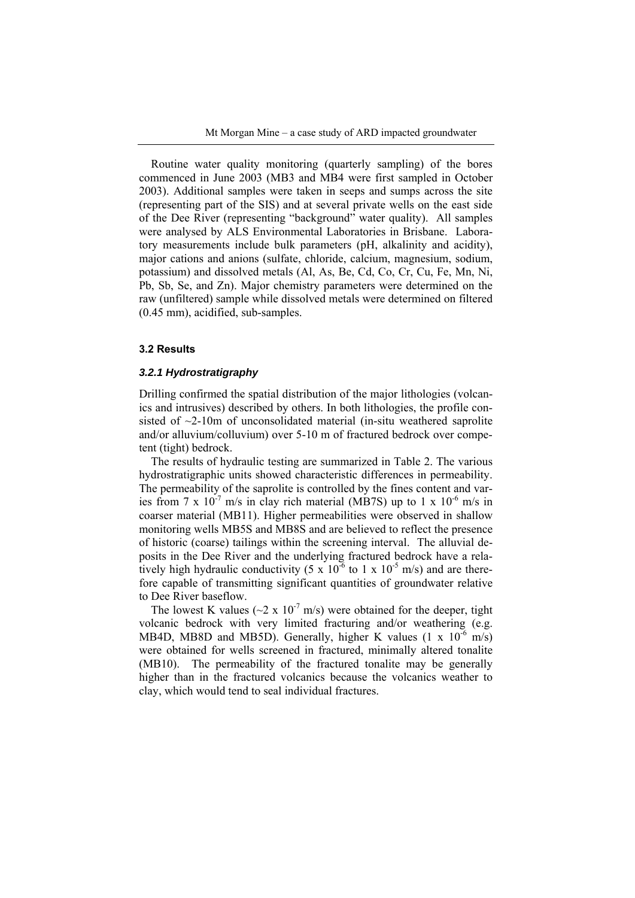Routine water quality monitoring (quarterly sampling) of the bores commenced in June 2003 (MB3 and MB4 were first sampled in October 2003). Additional samples were taken in seeps and sumps across the site (representing part of the SIS) and at several private wells on the east side of the Dee River (representing "background" water quality). All samples were analysed by ALS Environmental Laboratories in Brisbane. Laboratory measurements include bulk parameters (pH, alkalinity and acidity), major cations and anions (sulfate, chloride, calcium, magnesium, sodium, potassium) and dissolved metals (Al, As, Be, Cd, Co, Cr, Cu, Fe, Mn, Ni, Pb, Sb, Se, and Zn). Major chemistry parameters were determined on the raw (unfiltered) sample while dissolved metals were determined on filtered (0.45 mm), acidified, sub-samples.

### 3.2 Results

#### *3.2.1 Hydrostratigraphy*

Drilling confirmed the spatial distribution of the major lithologies (volcanics and intrusives) described by others. In both lithologies, the profile consisted of ~2-10m of unconsolidated material (in-situ weathered saprolite and/or alluvium/colluvium) over 5-10 m of fractured bedrock over competent (tight) bedrock.

The results of hydraulic testing are summarized in Table 2. The various hydrostratigraphic units showed characteristic differences in permeability. The permeability of the saprolite is controlled by the fines content and varies from $7 \times 10^{-7}$ m/s in clay rich material (MB7S) up to $1 \times 10^{-6}$ m/s in coarser material (MB11). Higher permeabilities were observed in shallow monitoring wells MB5S and MB8S and are believed to reflect the presence of historic (coarse) tailings within the screening interval. The alluvial deposits in the Dee River and the underlying fractured bedrock have a relatively high hydraulic conductivity ($5 \times 10^{-6}$ to $1 \times 10^{-5}$ m/s) and are therefore capable of transmitting significant quantities of groundwater relative to Dee River baseflow.

The lowest K values (~$2 \times 10^{-7}$ m/s) were obtained for the deeper, tight volcanic bedrock with very limited fracturing and/or weathering (e.g. MB4D, MB8D and MB5D). Generally, higher K values ($1 \times 10^{-6}$ m/s) were obtained for wells screened in fractured, minimally altered tonalite (MB10). The permeability of the fractured tonalite may be generally higher than in the fractured volcanics because the volcanics weather to clay, which would tend to seal individual fractures.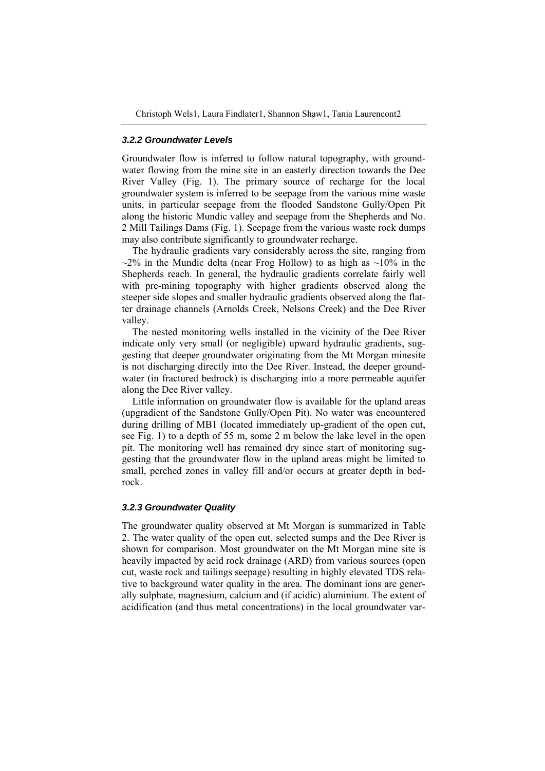### 3.2.2 Groundwater Levels

Groundwater flow is inferred to follow natural topography, with groundwater flowing from the mine site in an easterly direction towards the Dee River Valley (Fig. 1). The primary source of recharge for the local groundwater system is inferred to be seepage from the various mine waste units, in particular seepage from the flooded Sandstone Gully/Open Pit along the historic Mundic valley and seepage from the Shepherds and No. 2 Mill Tailings Dams (Fig. 1). Seepage from the various waste rock dumps may also contribute significantly to groundwater recharge.

The hydraulic gradients vary considerably across the site, ranging from ~2% in the Mundic delta (near Frog Hollow) to as high as ~10% in the Shepherds reach. In general, the hydraulic gradients correlate fairly well with pre-mining topography with higher gradients observed along the steeper side slopes and smaller hydraulic gradients observed along the flatter drainage channels (Arnolds Creek, Nelsons Creek) and the Dee River valley.

The nested monitoring wells installed in the vicinity of the Dee River indicate only very small (or negligible) upward hydraulic gradients, suggesting that deeper groundwater originating from the Mt Morgan minesite is not discharging directly into the Dee River. Instead, the deeper groundwater (in fractured bedrock) is discharging into a more permeable aquifer along the Dee River valley.

Little information on groundwater flow is available for the upland areas (upgradient of the Sandstone Gully/Open Pit). No water was encountered during drilling of MB1 (located immediately up-gradient of the open cut, see Fig. 1) to a depth of 55 m, some 2 m below the lake level in the open pit. The monitoring well has remained dry since start of monitoring suggesting that the groundwater flow in the upland areas might be limited to small, perched zones in valley fill and/or occurs at greater depth in bedrock.

### 3.2.3 Groundwater Quality

The groundwater quality observed at Mt Morgan is summarized in Table 2. The water quality of the open cut, selected sumps and the Dee River is shown for comparison. Most groundwater on the Mt Morgan mine site is heavily impacted by acid rock drainage (ARD) from various sources (open cut, waste rock and tailings seepage) resulting in highly elevated TDS relative to background water quality in the area. The dominant ions are generally sulphate, magnesium, calcium and (if acidic) aluminium. The extent of acidification (and thus metal concentrations) in the local groundwater var-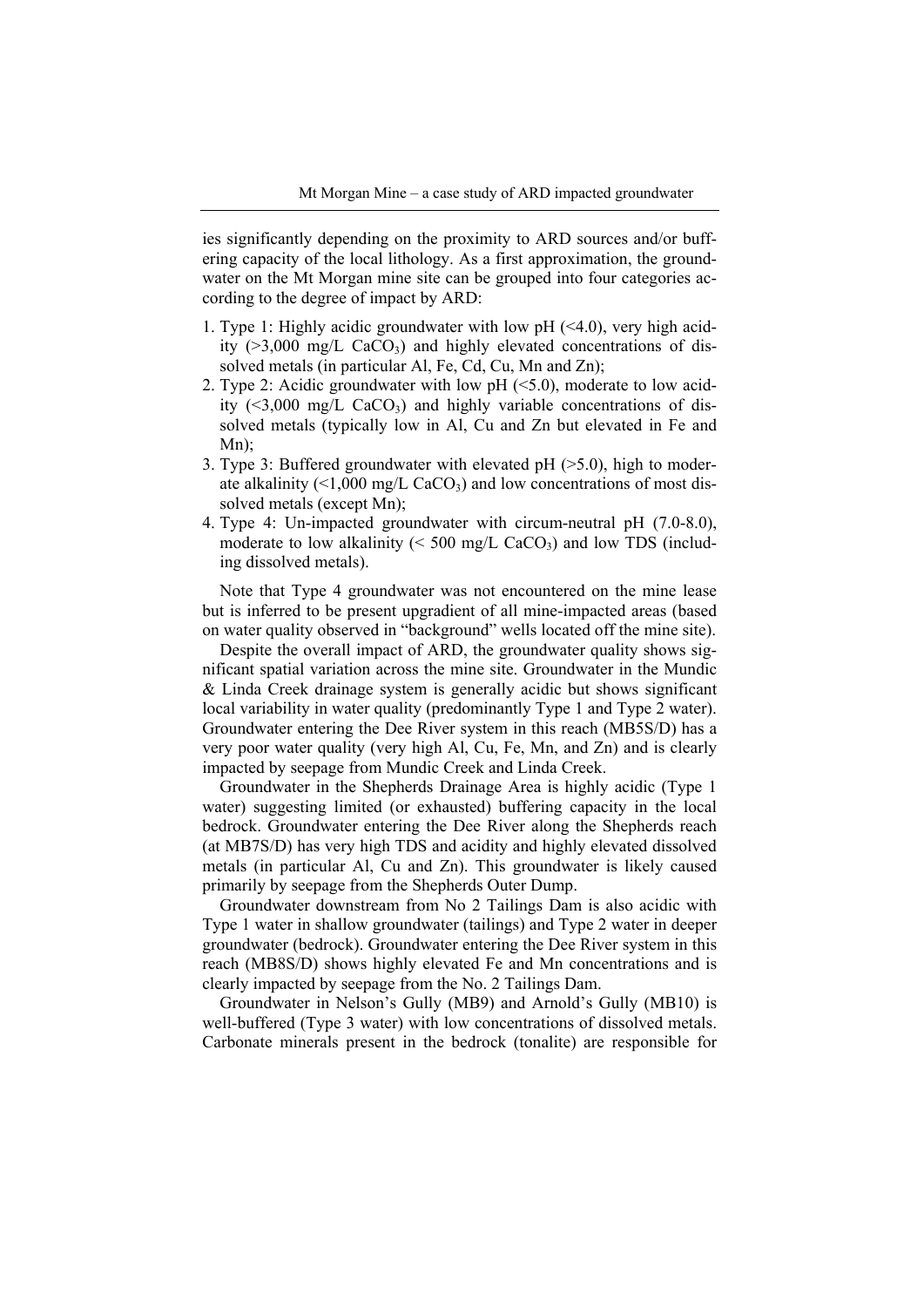ies significantly depending on the proximity to ARD sources and/or buffering capacity of the local lithology. As a first approximation, the groundwater on the Mt Morgan mine site can be grouped into four categories according to the degree of impact by ARD:

1. Type 1: Highly acidic groundwater with low pH (<4.0), very high acidity (>3,000 mg/L $CaCO_3$) and highly elevated concentrations of dissolved metals (in particular Al, Fe, Cd, Cu, Mn and Zn);
2. Type 2: Acidic groundwater with low pH (<5.0), moderate to low acidity (<3,000 mg/L $CaCO_3$) and highly variable concentrations of dissolved metals (typically low in Al, Cu and Zn but elevated in Fe and Mn);
3. Type 3: Buffered groundwater with elevated pH (>5.0), high to moderate alkalinity (<1,000 mg/L $CaCO_3$) and low concentrations of most dissolved metals (except Mn);
4. Type 4: Un-impacted groundwater with circum-neutral pH (7.0-8.0), moderate to low alkalinity (< 500 mg/L $CaCO_3$) and low TDS (including dissolved metals).

Note that Type 4 groundwater was not encountered on the mine lease but is inferred to be present upgradient of all mine-impacted areas (based on water quality observed in "background" wells located off the mine site).

Despite the overall impact of ARD, the groundwater quality shows significant spatial variation across the mine site. Groundwater in the Mundic & Linda Creek drainage system is generally acidic but shows significant local variability in water quality (predominantly Type 1 and Type 2 water). Groundwater entering the Dee River system in this reach (MB5S/D) has a very poor water quality (very high Al, Cu, Fe, Mn, and Zn) and is clearly impacted by seepage from Mundic Creek and Linda Creek.

Groundwater in the Shepherds Drainage Area is highly acidic (Type 1 water) suggesting limited (or exhausted) buffering capacity in the local bedrock. Groundwater entering the Dee River along the Shepherds reach (at MB7S/D) has very high TDS and acidity and highly elevated dissolved metals (in particular Al, Cu and Zn). This groundwater is likely caused primarily by seepage from the Shepherds Outer Dump.

Groundwater downstream from No 2 Tailings Dam is also acidic with Type 1 water in shallow groundwater (tailings) and Type 2 water in deeper groundwater (bedrock). Groundwater entering the Dee River system in this reach (MB8S/D) shows highly elevated Fe and Mn concentrations and is clearly impacted by seepage from the No. 2 Tailings Dam.

Groundwater in Nelson's Gully (MB9) and Arnold's Gully (MB10) is well-buffered (Type 3 water) with low concentrations of dissolved metals. Carbonate minerals present in the bedrock (tonalite) are responsible for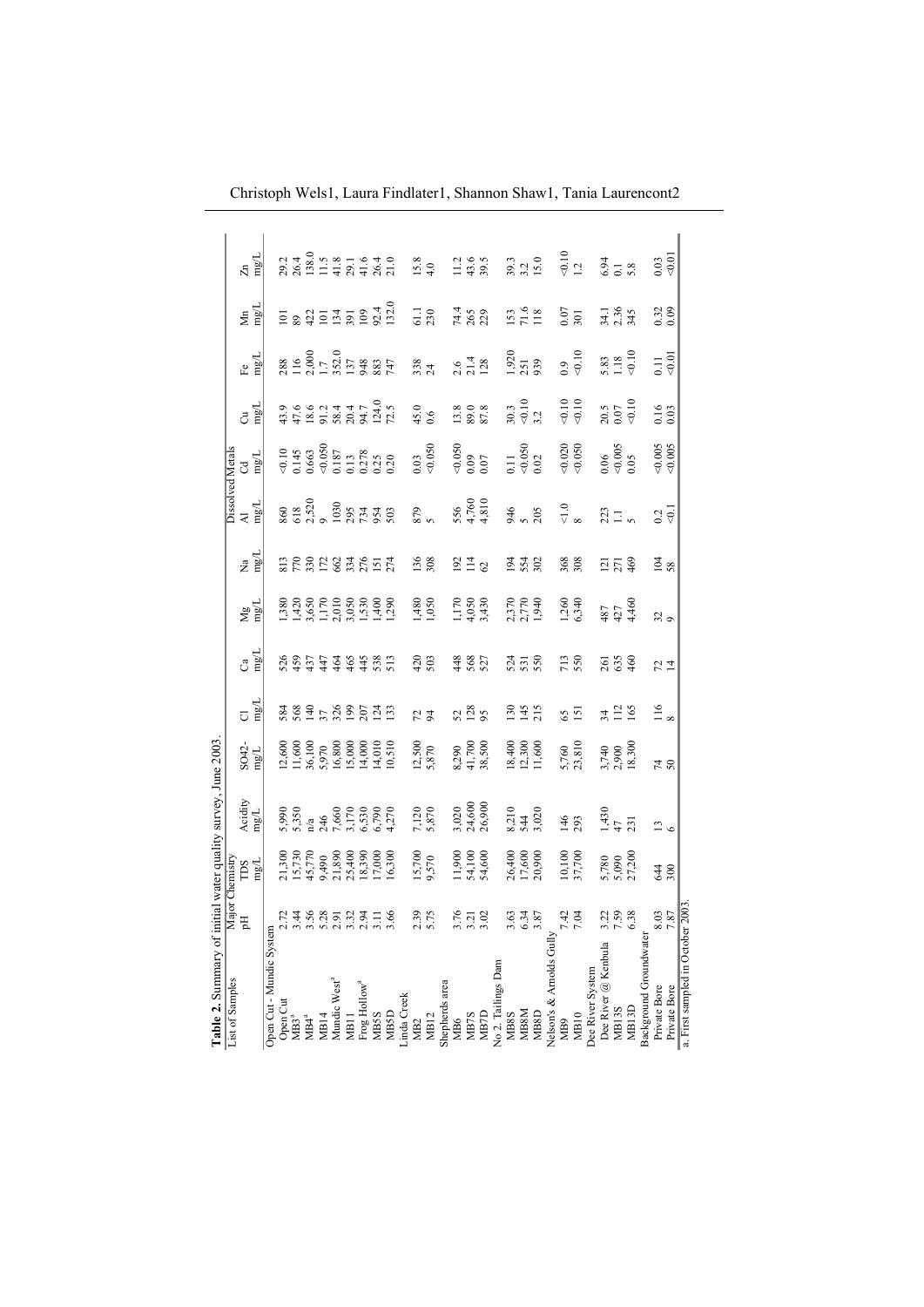**Table 2.** Summary of initial water quality survey, June 2003.

| List of Samples | Major Chemistry | | | | | | | | Dissolved Metals | | | | | |
|---|---|---|---|---|---|---|---|---|---|---|---|---|---|---|
| | pH | TDS mg/L | Acidity mg/L | SO42- mg/L | Cl mg/L | Ca mg/L | Mg mg/L | Na mg/L | Al mg/L | Cd mg/L | Cu mg/L | Fe mg/L | Mn mg/L | Zn mg/L |
| **Open Cut - Mundic System** | | | | | | | | | | | | | | |
| Open Cut | 2.72 | 21,300 | 5,990 | 12,600 | 584 | 526 | 1,380 | 813 | 860 | <0.10 | 43.9 | 288 | 101 | 29.2 |
| MB3[a] | 3.44 | 15,730 | 5,350 | 11,600 | 568 | 459 | 1,420 | 770 | 618 | 0.145 | 47.6 | 116 | 89 | 26.4 |
| MB4[a] | 3.56 | 45,770 | n/a | 36,100 | 140 | 437 | 3,650 | 330 | 2,520 | 0.663 | 18.6 | 2,000 | 422 | 138.0 |
| MB14 | 5.28 | 9,490 | 246 | 5,970 | 37 | 447 | 1,170 | 172 | 9 | <0.050 | 91.2 | 1.7 | 101 | 11.5 |
| Mundic West[a] | 2.91 | 21,890 | 7,660 | 16,800 | 326 | 464 | 2,010 | 662 | 1030 | 0.187 | 58.4 | 352.0 | 134 | 41.8 |
| MB11 | 3.32 | 25,400 | 3,170 | 15,000 | 199 | 465 | 3,050 | 334 | 295 | 0.13 | 20.4 | 137 | 391 | 29.1 |
| Frog Hollow[a] | 2.94 | 18,390 | 6,530 | 14,000 | 207 | 445 | 1,530 | 276 | 734 | 0.278 | 94.7 | 948 | 109 | 41.6 |
| MB5S | 3.11 | 17,000 | 6,790 | 14,010 | 124 | 538 | 1,400 | 151 | 954 | 0.25 | 124.0 | 883 | 92.4 | 26.4 |
| MB5D | 3.66 | 16,300 | 4,270 | 10,510 | 133 | 513 | 1,290 | 274 | 503 | 0.20 | 72.5 | 747 | 132.0 | 21.0 |
| **Linda Creek** | | | | | | | | | | | | | | |
| MB2 | 2.39 | 15,700 | 7,120 | 12,500 | 72 | 420 | 1,480 | 136 | 879 | 0.03 | 45.0 | 338 | 61.1 | 15.8 |
| MB12 | 5.75 | 9,570 | 5,870 | 5,870 | 94 | 503 | 1,050 | 308 | 5 | <0.050 | 0.6 | 24 | 230 | 4.0 |
| **Shepherds area** | | | | | | | | | | | | | | |
| MB6 | 3.76 | 11,900 | 3,020 | 8,290 | 52 | 448 | 1,170 | 192 | 556 | <0.050 | 13.8 | 2.6 | 74.4 | 11.2 |
| MB7S | 3.21 | 54,100 | 24,600 | 41,700 | 128 | 568 | 4,050 | 114 | 4,760 | 0.09 | 89.0 | 21.4 | 265 | 43.6 |
| MB7D | 3.02 | 54,600 | 26,900 | 38,500 | 95 | 527 | 3,430 | 62 | 4,810 | 0.07 | 87.8 | 128 | 229 | 39.5 |
| **No 2. Tailings Dam** | | | | | | | | | | | | | | |
| MB8S | 3.63 | 26,400 | 8,210 | 18,400 | 130 | 524 | 2,370 | 194 | 946 | 0.11 | 30.3 | 1,920 | 153 | 39.3 |
| MB8M | 6.34 | 17,600 | 544 | 12,300 | 145 | 531 | 2,770 | 554 | 5 | <0.050 | <0.10 | 251 | 71.6 | 3.2 |
| MB8D | 3.87 | 20,900 | 3,020 | 11,600 | 215 | 550 | 1,940 | 302 | 205 | 0.02 | 3.2 | 939 | 118 | 15.0 |
| **Nelson's & Arnolds Gully** | | | | | | | | | | | | | | |
| MB9 | 7.42 | 10,100 | 146 | 5,760 | 65 | 713 | 1,260 | 368 | <1.0 | <0.020 | <0.10 | 0.9 | 0.07 | <0.10 |
| MB10 | 7.04 | 37,700 | 293 | 23,810 | 151 | 550 | 6,340 | 308 | 8 | <0.050 | <0.10 | <0.10 | 301 | 1.2 |
| **Dee River System** | | | | | | | | | | | | | | |
| Dee River @ Kenbula | 3.22 | 5,780 | 1,430 | 3,740 | 34 | 261 | 487 | 121 | 223 | 0.06 | 20.5 | 5.83 | 34.1 | 6.94 |
| MB13S | 7.59 | 5,090 | 47 | 2,900 | 112 | 635 | 427 | 271 | 1.1 | <0.005 | 0.07 | 1.18 | 2.36 | 0.1 |
| MB13D | 6.38 | 27,200 | 231 | 18,300 | 165 | 460 | 4,460 | 469 | 5 | 0.05 | <0.10 | <0.10 | 345 | 5.8 |
| **Background Groundwater** | | | | | | | | | | | | | | |
| Private Bore | 8.03 | 644 | 13 | 74 | 116 | 72 | 32 | 104 | 0.2 | <0.005 | 0.16 | 0.11 | 0.32 | 0.03 |
| Private Bore | 7.87 | 300 | 6 | 50 | 8 | 14 | 9 | 58 | <0.1 | <0.005 | 0.03 | <0.01 | 0.09 | <0.01 |

a. First sampled in October 2003.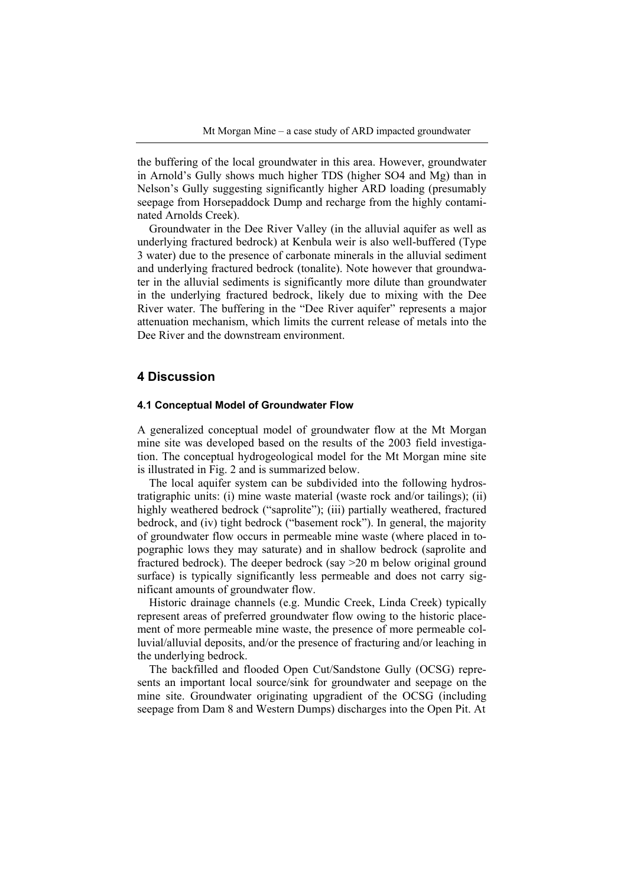the buffering of the local groundwater in this area. However, groundwater in Arnold's Gully shows much higher TDS (higher SO4 and Mg) than in Nelson's Gully suggesting significantly higher ARD loading (presumably seepage from Horsepaddock Dump and recharge from the highly contaminated Arnolds Creek).

Groundwater in the Dee River Valley (in the alluvial aquifer as well as underlying fractured bedrock) at Kenbula weir is also well-buffered (Type 3 water) due to the presence of carbonate minerals in the alluvial sediment and underlying fractured bedrock (tonalite). Note however that groundwater in the alluvial sediments is significantly more dilute than groundwater in the underlying fractured bedrock, likely due to mixing with the Dee River water. The buffering in the "Dee River aquifer" represents a major attenuation mechanism, which limits the current release of metals into the Dee River and the downstream environment.

# 4 Discussion

## 4.1 Conceptual Model of Groundwater Flow

A generalized conceptual model of groundwater flow at the Mt Morgan mine site was developed based on the results of the 2003 field investigation. The conceptual hydrogeological model for the Mt Morgan mine site is illustrated in Fig. 2 and is summarized below.

The local aquifer system can be subdivided into the following hydrostratigraphic units: (i) mine waste material (waste rock and/or tailings); (ii) highly weathered bedrock ("saprolite"); (iii) partially weathered, fractured bedrock, and (iv) tight bedrock ("basement rock"). In general, the majority of groundwater flow occurs in permeable mine waste (where placed in topographic lows they may saturate) and in shallow bedrock (saprolite and fractured bedrock). The deeper bedrock (say >20 m below original ground surface) is typically significantly less permeable and does not carry significant amounts of groundwater flow.

Historic drainage channels (e.g. Mundic Creek, Linda Creek) typically represent areas of preferred groundwater flow owing to the historic placement of more permeable mine waste, the presence of more permeable colluvial/alluvial deposits, and/or the presence of fracturing and/or leaching in the underlying bedrock.

The backfilled and flooded Open Cut/Sandstone Gully (OCSG) represents an important local source/sink for groundwater and seepage on the mine site. Groundwater originating upgradient of the OCSG (including seepage from Dam 8 and Western Dumps) discharges into the Open Pit. At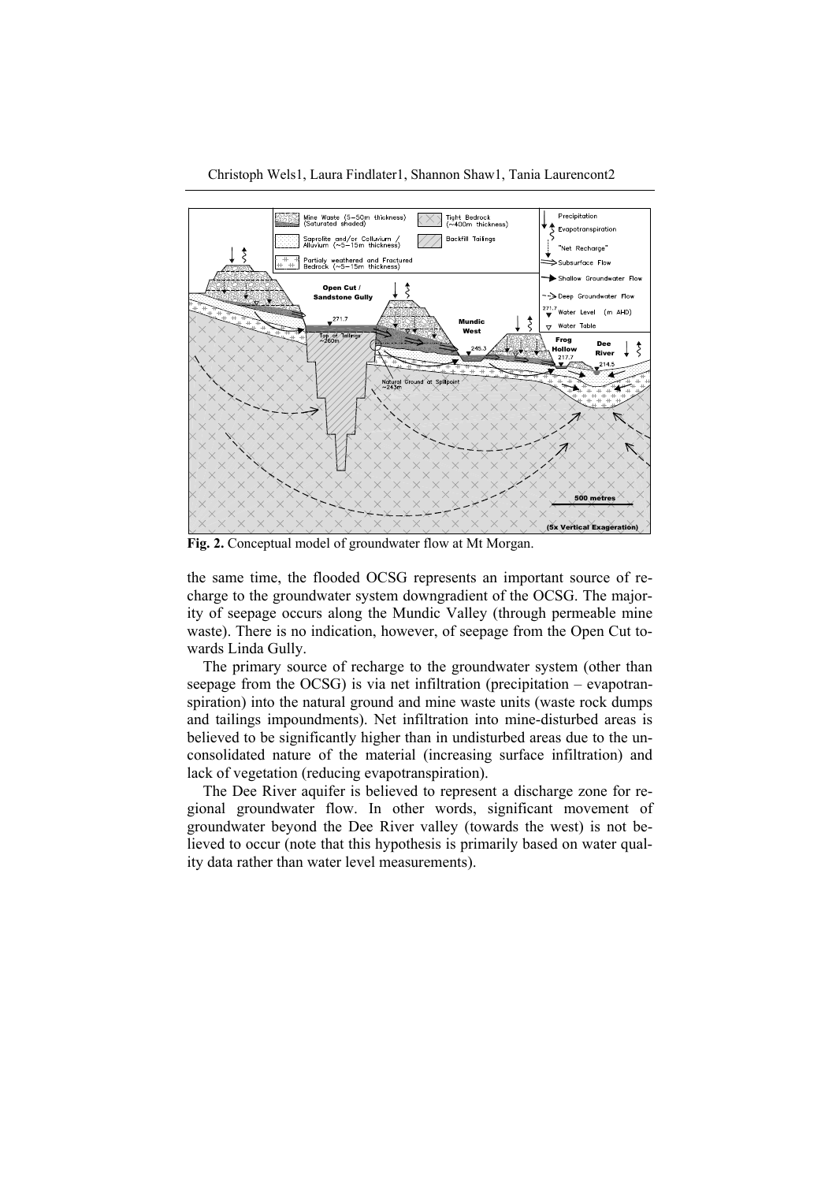**Fig. 2.** Conceptual model of groundwater flow at Mt Morgan.

the same time, the flooded OCSG represents an important source of recharge to the groundwater system downgradient of the OCSG. The majority of seepage occurs along the Mundic Valley (through permeable mine waste). There is no indication, however, of seepage from the Open Cut towards Linda Gully.

The primary source of recharge to the groundwater system (other than seepage from the OCSG) is via net infiltration (precipitation – evapotranspiration) into the natural ground and mine waste units (waste rock dumps and tailings impoundments). Net infiltration into mine-disturbed areas is believed to be significantly higher than in undisturbed areas due to the unconsolidated nature of the material (increasing surface infiltration) and lack of vegetation (reducing evapotranspiration).

The Dee River aquifer is believed to represent a discharge zone for regional groundwater flow. In other words, significant movement of groundwater beyond the Dee River valley (towards the west) is not believed to occur (note that this hypothesis is primarily based on water quality data rather than water level measurements).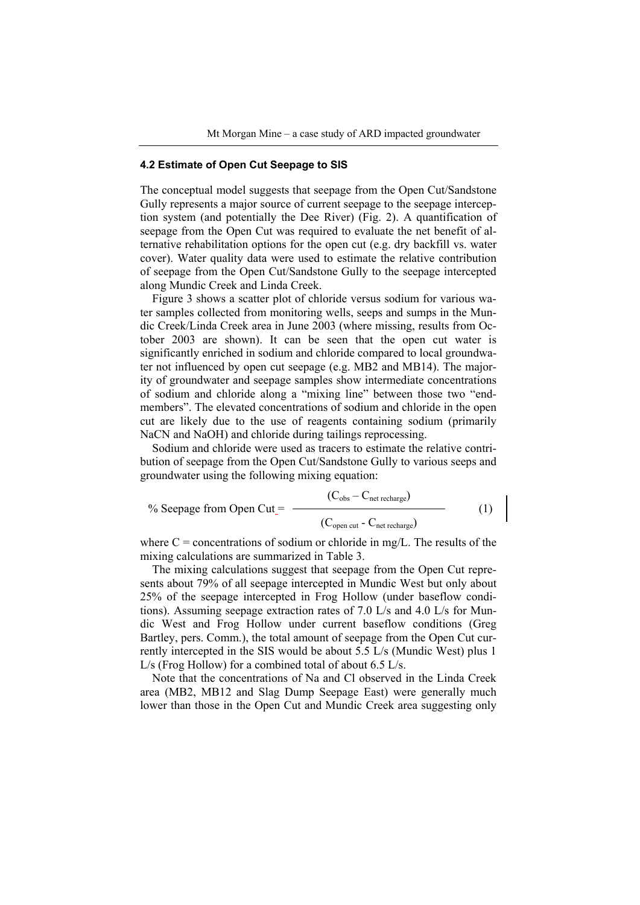### 4.2 Estimate of Open Cut Seepage to SIS

The conceptual model suggests that seepage from the Open Cut/Sandstone Gully represents a major source of current seepage to the seepage interception system (and potentially the Dee River) (Fig. 2). A quantification of seepage from the Open Cut was required to evaluate the net benefit of alternative rehabilitation options for the open cut (e.g. dry backfill vs. water cover). Water quality data were used to estimate the relative contribution of seepage from the Open Cut/Sandstone Gully to the seepage intercepted along Mundic Creek and Linda Creek.

Figure 3 shows a scatter plot of chloride versus sodium for various water samples collected from monitoring wells, seeps and sumps in the Mundic Creek/Linda Creek area in June 2003 (where missing, results from October 2003 are shown). It can be seen that the open cut water is significantly enriched in sodium and chloride compared to local groundwater not influenced by open cut seepage (e.g. MB2 and MB14). The majority of groundwater and seepage samples show intermediate concentrations of sodium and chloride along a "mixing line" between those two "end-members". The elevated concentrations of sodium and chloride in the open cut are likely due to the use of reagents containing sodium (primarily NaCN and NaOH) and chloride during tailings reprocessing.

Sodium and chloride were used as tracers to estimate the relative contribution of seepage from the Open Cut/Sandstone Gully to various seeps and groundwater using the following mixing equation:

$$\text{\% Seepage from Open Cut} = \frac{(C_{obs} - C_{net\ recharge})}{(C_{open\ cut} - C_{net\ recharge})} \qquad (1)$$

where C = concentrations of sodium or chloride in mg/L. The results of the mixing calculations are summarized in Table 3.

The mixing calculations suggest that seepage from the Open Cut represents about 79% of all seepage intercepted in Mundic West but only about 25% of the seepage intercepted in Frog Hollow (under baseflow conditions). Assuming seepage extraction rates of 7.0 L/s and 4.0 L/s for Mundic West and Frog Hollow under current baseflow conditions (Greg Bartley, pers. Comm.), the total amount of seepage from the Open Cut currently intercepted in the SIS would be about 5.5 L/s (Mundic West) plus 1 L/s (Frog Hollow) for a combined total of about 6.5 L/s.

Note that the concentrations of Na and Cl observed in the Linda Creek area (MB2, MB12 and Slag Dump Seepage East) were generally much lower than those in the Open Cut and Mundic Creek area suggesting only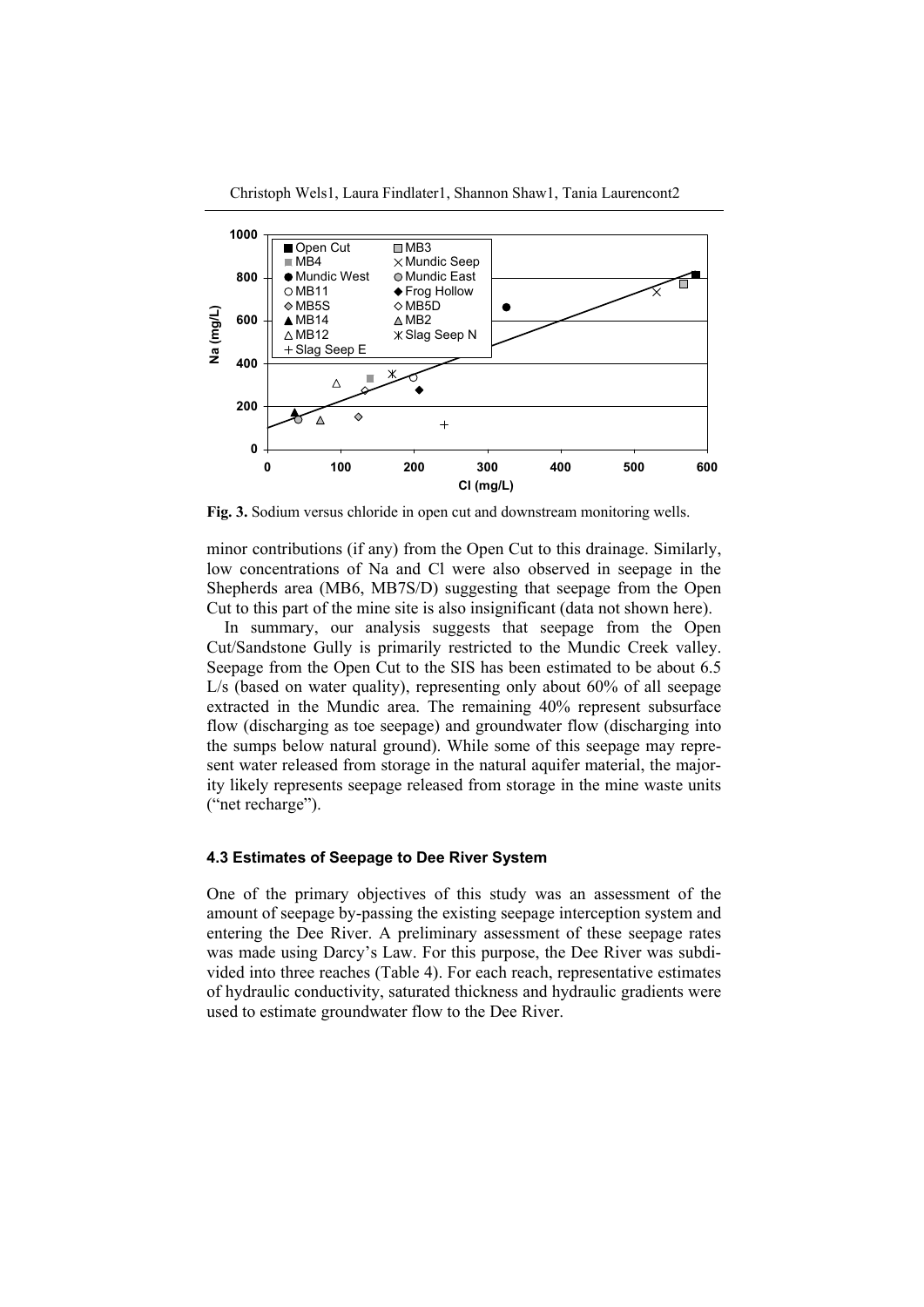**Fig. 3.** Sodium versus chloride in open cut and downstream monitoring wells.

minor contributions (if any) from the Open Cut to this drainage. Similarly, low concentrations of Na and Cl were also observed in seepage in the Shepherds area (MB6, MB7S/D) suggesting that seepage from the Open Cut to this part of the mine site is also insignificant (data not shown here).

In summary, our analysis suggests that seepage from the Open Cut/Sandstone Gully is primarily restricted to the Mundic Creek valley. Seepage from the Open Cut to the SIS has been estimated to be about 6.5 L/s (based on water quality), representing only about 60% of all seepage extracted in the Mundic area. The remaining 40% represent subsurface flow (discharging as toe seepage) and groundwater flow (discharging into the sumps below natural ground). While some of this seepage may represent water released from storage in the natural aquifer material, the majority likely represents seepage released from storage in the mine waste units ("net recharge").

### 4.3 Estimates of Seepage to Dee River System

One of the primary objectives of this study was an assessment of the amount of seepage by-passing the existing seepage interception system and entering the Dee River. A preliminary assessment of these seepage rates was made using Darcy's Law. For this purpose, the Dee River was subdivided into three reaches (Table 4). For each reach, representative estimates of hydraulic conductivity, saturated thickness and hydraulic gradients were used to estimate groundwater flow to the Dee River.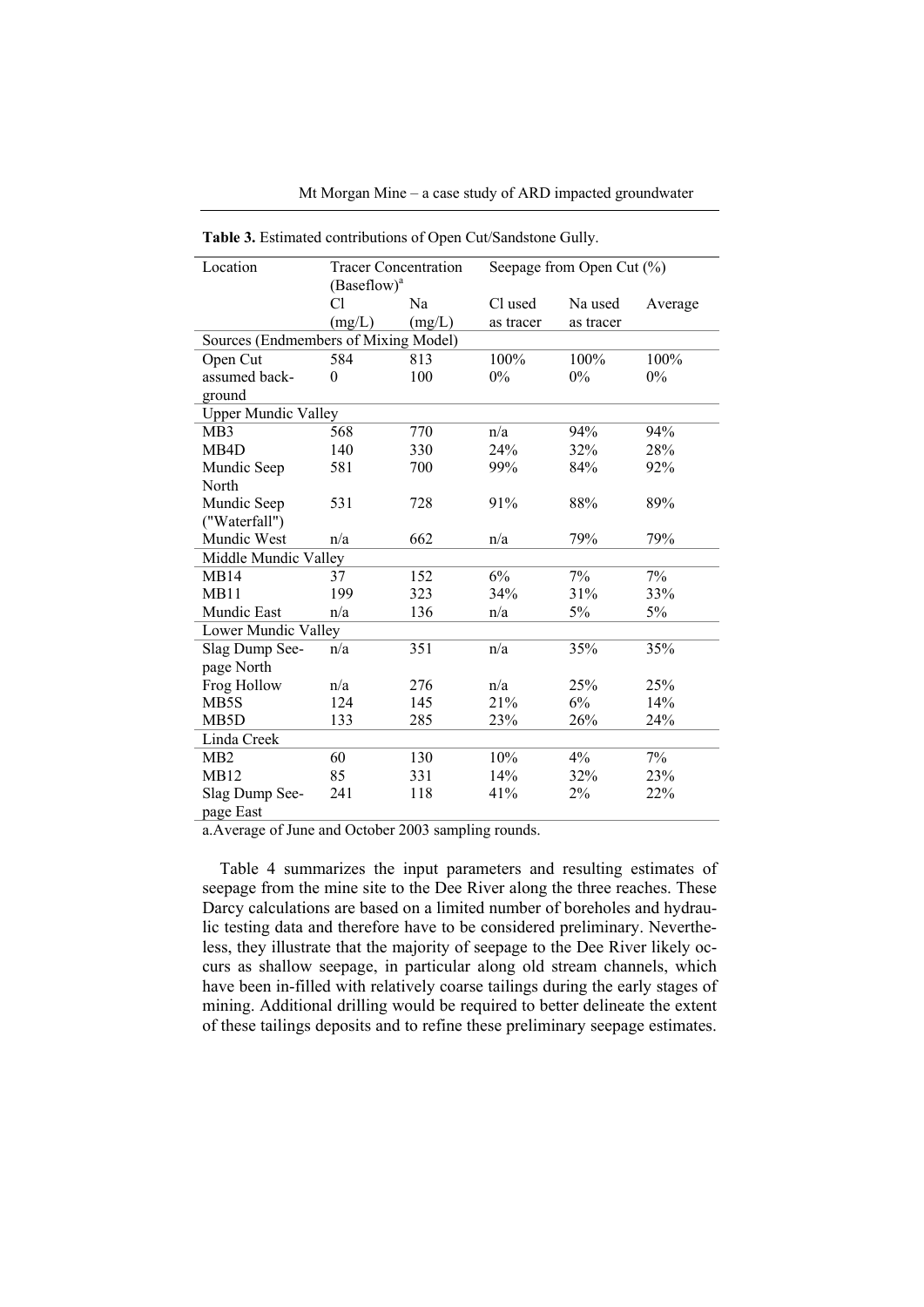**Table 3.** Estimated contributions of Open Cut/Sandstone Gully.

| Location | Tracer Concentration (Baseflow)[a] | | Seepage from Open Cut (%) | | |
|---|---|---|---|---|---|
| | Cl (mg/L) | Na (mg/L) | Cl used as tracer | Na used as tracer | Average |
| Sources (Endmembers of Mixing Model) | | | | | |
| Open Cut | 584 | 813 | 100% | 100% | 100% |
| assumed background | 0 | 100 | 0% | 0% | 0% |
| Upper Mundic Valley | | | | | |
| MB3 | 568 | 770 | n/a | 94% | 94% |
| MB4D | 140 | 330 | 24% | 32% | 28% |
| Mundic Seep North | 581 | 700 | 99% | 84% | 92% |
| Mundic Seep ("Waterfall") | 531 | 728 | 91% | 88% | 89% |
| Mundic West | n/a | 662 | n/a | 79% | 79% |
| Middle Mundic Valley | | | | | |
| MB14 | 37 | 152 | 6% | 7% | 7% |
| MB11 | 199 | 323 | 34% | 31% | 33% |
| Mundic East | n/a | 136 | n/a | 5% | 5% |
| Lower Mundic Valley | | | | | |
| Slag Dump Seepage North | n/a | 351 | n/a | 35% | 35% |
| Frog Hollow | n/a | 276 | n/a | 25% | 25% |
| MB5S | 124 | 145 | 21% | 6% | 14% |
| MB5D | 133 | 285 | 23% | 26% | 24% |
| Linda Creek | | | | | |
| MB2 | 60 | 130 | 10% | 4% | 7% |
| MB12 | 85 | 331 | 14% | 32% | 23% |
| Slag Dump Seepage East | 241 | 118 | 41% | 2% | 22% |

a.Average of June and October 2003 sampling rounds.

Table 4 summarizes the input parameters and resulting estimates of seepage from the mine site to the Dee River along the three reaches. These Darcy calculations are based on a limited number of boreholes and hydraulic testing data and therefore have to be considered preliminary. Nevertheless, they illustrate that the majority of seepage to the Dee River likely occurs as shallow seepage, in particular along old stream channels, which have been in-filled with relatively coarse tailings during the early stages of mining. Additional drilling would be required to better delineate the extent of these tailings deposits and to refine these preliminary seepage estimates.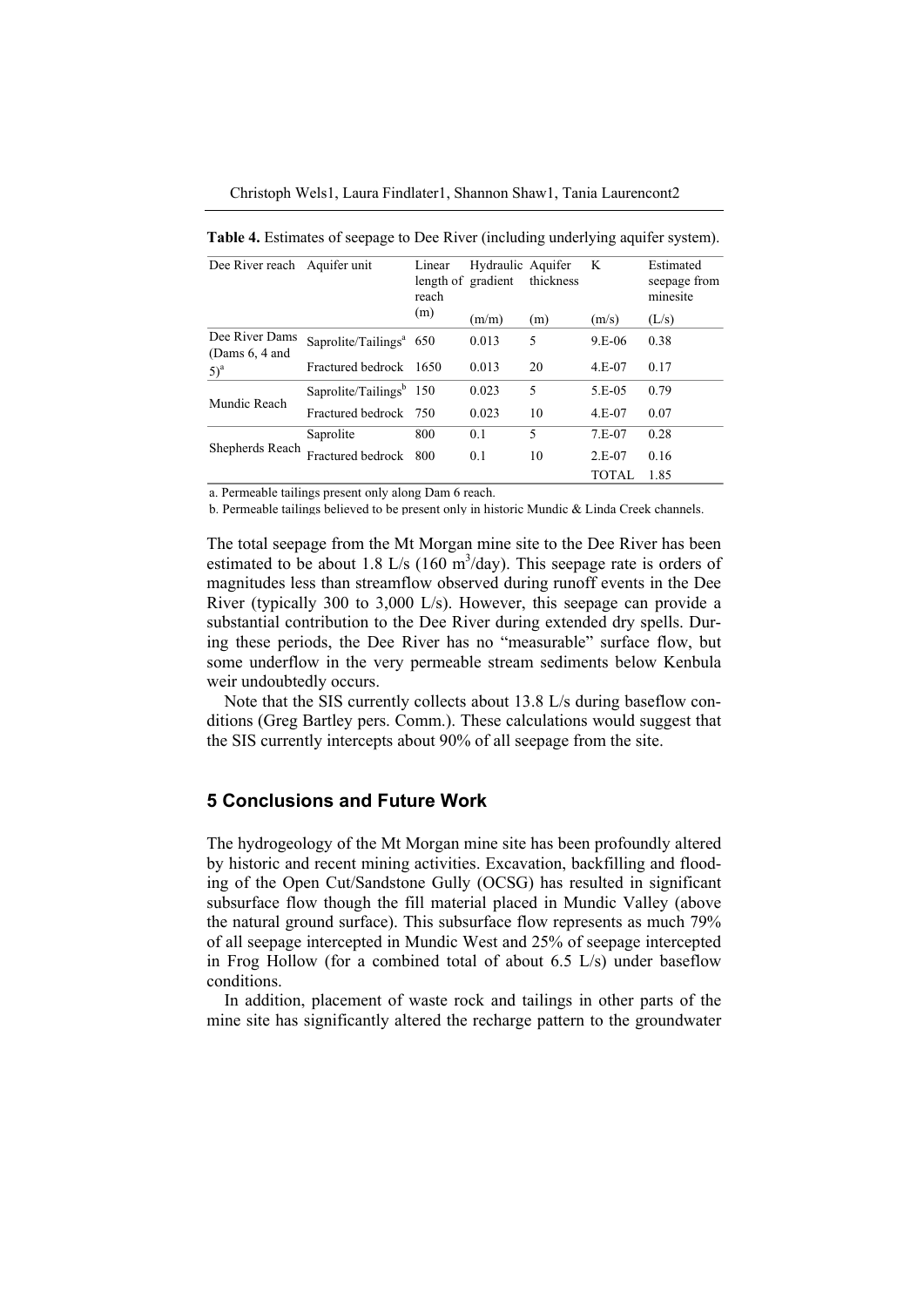**Table 4.** Estimates of seepage to Dee River (including underlying aquifer system).

| Dee River reach | Aquifer unit | Linear length of reach (m) | Hydraulic gradient (m/m) | Aquifer thickness (m) | K (m/s) | Estimated seepage from minesite (L/s) |
|---|---|---|---|---|---|---|
| Dee River Dams (Dams 6, 4 and 5)[a] | Saprolite/Tailings[a] | 650 | 0.013 | 5 | 9.E-06 | 0.38 |
| | Fractured bedrock | 1650 | 0.013 | 20 | 4.E-07 | 0.17 |
| Mundic Reach | Saprolite/Tailings[b] | 150 | 0.023 | 5 | 5.E-05 | 0.79 |
| | Fractured bedrock | 750 | 0.023 | 10 | 4.E-07 | 0.07 |
| Shepherds Reach | Saprolite | 800 | 0.1 | 5 | 7.E-07 | 0.28 |
| | Fractured bedrock | 800 | 0.1 | 10 | 2.E-07 | 0.16 |
| | | | | | TOTAL | 1.85 |

a. Permeable tailings present only along Dam 6 reach.

b. Permeable tailings believed to be present only in historic Mundic & Linda Creek channels.

The total seepage from the Mt Morgan mine site to the Dee River has been estimated to be about 1.8 L/s (160 $m^3$/day). This seepage rate is orders of magnitudes less than streamflow observed during runoff events in the Dee River (typically 300 to 3,000 L/s). However, this seepage can provide a substantial contribution to the Dee River during extended dry spells. During these periods, the Dee River has no "measurable" surface flow, but some underflow in the very permeable stream sediments below Kenbula weir undoubtedly occurs.

Note that the SIS currently collects about 13.8 L/s during baseflow conditions (Greg Bartley pers. Comm.). These calculations would suggest that the SIS currently intercepts about 90% of all seepage from the site.

## 5 Conclusions and Future Work

The hydrogeology of the Mt Morgan mine site has been profoundly altered by historic and recent mining activities. Excavation, backfilling and flooding of the Open Cut/Sandstone Gully (OCSG) has resulted in significant subsurface flow though the fill material placed in Mundic Valley (above the natural ground surface). This subsurface flow represents as much 79% of all seepage intercepted in Mundic West and 25% of seepage intercepted in Frog Hollow (for a combined total of about 6.5 L/s) under baseflow conditions.

In addition, placement of waste rock and tailings in other parts of the mine site has significantly altered the recharge pattern to the groundwater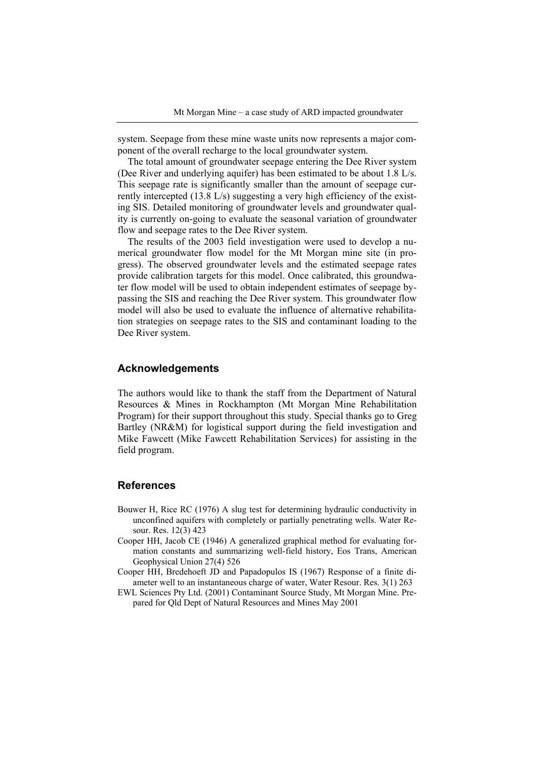system. Seepage from these mine waste units now represents a major component of the overall recharge to the local groundwater system.

The total amount of groundwater seepage entering the Dee River system (Dee River and underlying aquifer) has been estimated to be about 1.8 L/s. This seepage rate is significantly smaller than the amount of seepage currently intercepted (13.8 L/s) suggesting a very high efficiency of the existing SIS. Detailed monitoring of groundwater levels and groundwater quality is currently on-going to evaluate the seasonal variation of groundwater flow and seepage rates to the Dee River system.

The results of the 2003 field investigation were used to develop a numerical groundwater flow model for the Mt Morgan mine site (in progress). The observed groundwater levels and the estimated seepage rates provide calibration targets for this model. Once calibrated, this groundwater flow model will be used to obtain independent estimates of seepage bypassing the SIS and reaching the Dee River system. This groundwater flow model will also be used to evaluate the influence of alternative rehabilitation strategies on seepage rates to the SIS and contaminant loading to the Dee River system.

## Acknowledgements

The authors would like to thank the staff from the Department of Natural Resources & Mines in Rockhampton (Mt Morgan Mine Rehabilitation Program) for their support throughout this study. Special thanks go to Greg Bartley (NR&M) for logistical support during the field investigation and Mike Fawcett (Mike Fawcett Rehabilitation Services) for assisting in the field program.

## References

Bouwer H, Rice RC (1976) A slug test for determining hydraulic conductivity in unconfined aquifers with completely or partially penetrating wells. Water Resour. Res. 12(3) 423

Cooper HH, Jacob CE (1946) A generalized graphical method for evaluating formation constants and summarizing well-field history, Eos Trans, American Geophysical Union 27(4) 526

Cooper HH, Bredehoeft JD and Papadopulos IS (1967) Response of a finite diameter well to an instantaneous charge of water, Water Resour. Res. 3(1) 263

EWL Sciences Pty Ltd. (2001) Contaminant Source Study, Mt Morgan Mine. Prepared for Qld Dept of Natural Resources and Mines May 2001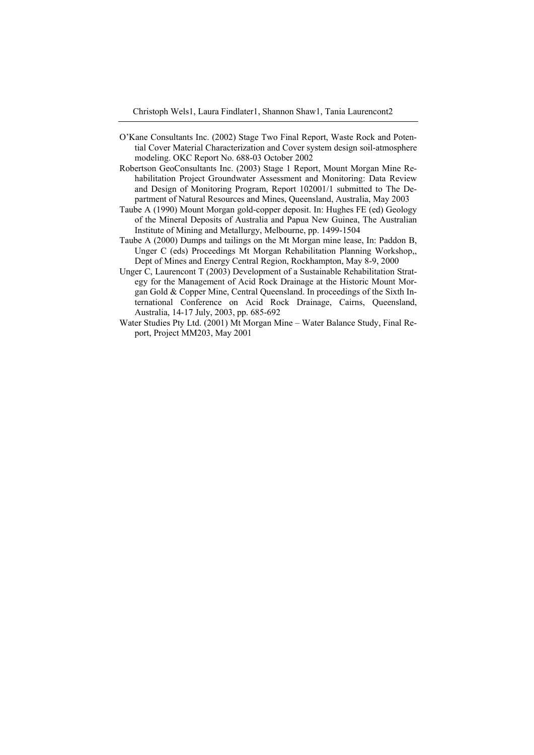O'Kane Consultants Inc. (2002) Stage Two Final Report, Waste Rock and Potential Cover Material Characterization and Cover system design soil-atmosphere modeling. OKC Report No. 688-03 October 2002

Robertson GeoConsultants Inc. (2003) Stage 1 Report, Mount Morgan Mine Rehabilitation Project Groundwater Assessment and Monitoring: Data Review and Design of Monitoring Program, Report 102001/1 submitted to The Department of Natural Resources and Mines, Queensland, Australia, May 2003

Taube A (1990) Mount Morgan gold-copper deposit. In: Hughes FE (ed) Geology of the Mineral Deposits of Australia and Papua New Guinea, The Australian Institute of Mining and Metallurgy, Melbourne, pp. 1499-1504

Taube A (2000) Dumps and tailings on the Mt Morgan mine lease, In: Paddon B, Unger C (eds) Proceedings Mt Morgan Rehabilitation Planning Workshop,, Dept of Mines and Energy Central Region, Rockhampton, May 8-9, 2000

Unger C, Laurencont T (2003) Development of a Sustainable Rehabilitation Strategy for the Management of Acid Rock Drainage at the Historic Mount Morgan Gold & Copper Mine, Central Queensland. In proceedings of the Sixth International Conference on Acid Rock Drainage, Cairns, Queensland, Australia, 14-17 July, 2003, pp. 685-692

Water Studies Pty Ltd. (2001) Mt Morgan Mine – Water Balance Study, Final Report, Project MM203, May 2001